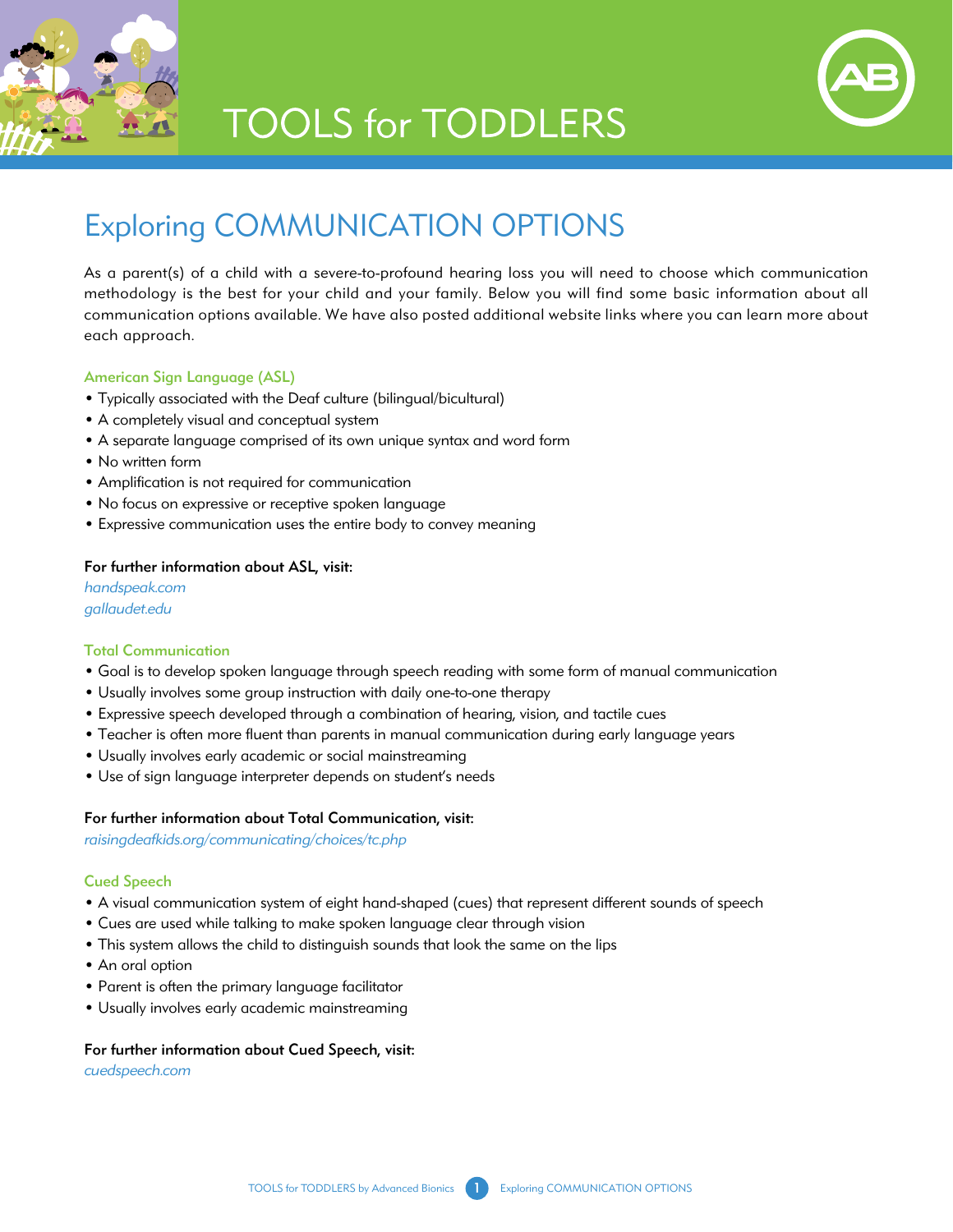# TOOLS for TODDLERS

## Exploring COMMUNICATION OPTIONS

As a parent(s) of a child with a severe-to-profound hearing loss you will need to choose which communication methodology is the best for your child and your family. Below you will find some basic information about all communication options available. We have also posted additional website links where you can learn more about each approach.

### American Sign Language (ASL)

- Typically associated with the Deaf culture (bilingual/bicultural)
- A completely visual and conceptual system
- A separate language comprised of its own unique syntax and word form
- No written form
- Amplification is not required for communication
- No focus on expressive or receptive spoken language
- Expressive communication uses the entire body to convey meaning

**For further information about ASL, visit:**

*handspeak.com*
*gallaudet.edu*

### Total Communication

- Goal is to develop spoken language through speech reading with some form of manual communication
- Usually involves some group instruction with daily one-to-one therapy
- Expressive speech developed through a combination of hearing, vision, and tactile cues
- Teacher is often more fluent than parents in manual communication during early language years
- Usually involves early academic or social mainstreaming
- Use of sign language interpreter depends on student's needs

**For further information about Total Communication, visit:**

*raisingdeafkids.org/communicating/choices/tc.php*

### Cued Speech

- A visual communication system of eight hand-shaped (cues) that represent different sounds of speech
- Cues are used while talking to make spoken language clear through vision
- This system allows the child to distinguish sounds that look the same on the lips
- An oral option
- Parent is often the primary language facilitator
- Usually involves early academic mainstreaming

**For further information about Cued Speech, visit:**

*cuedspeech.com*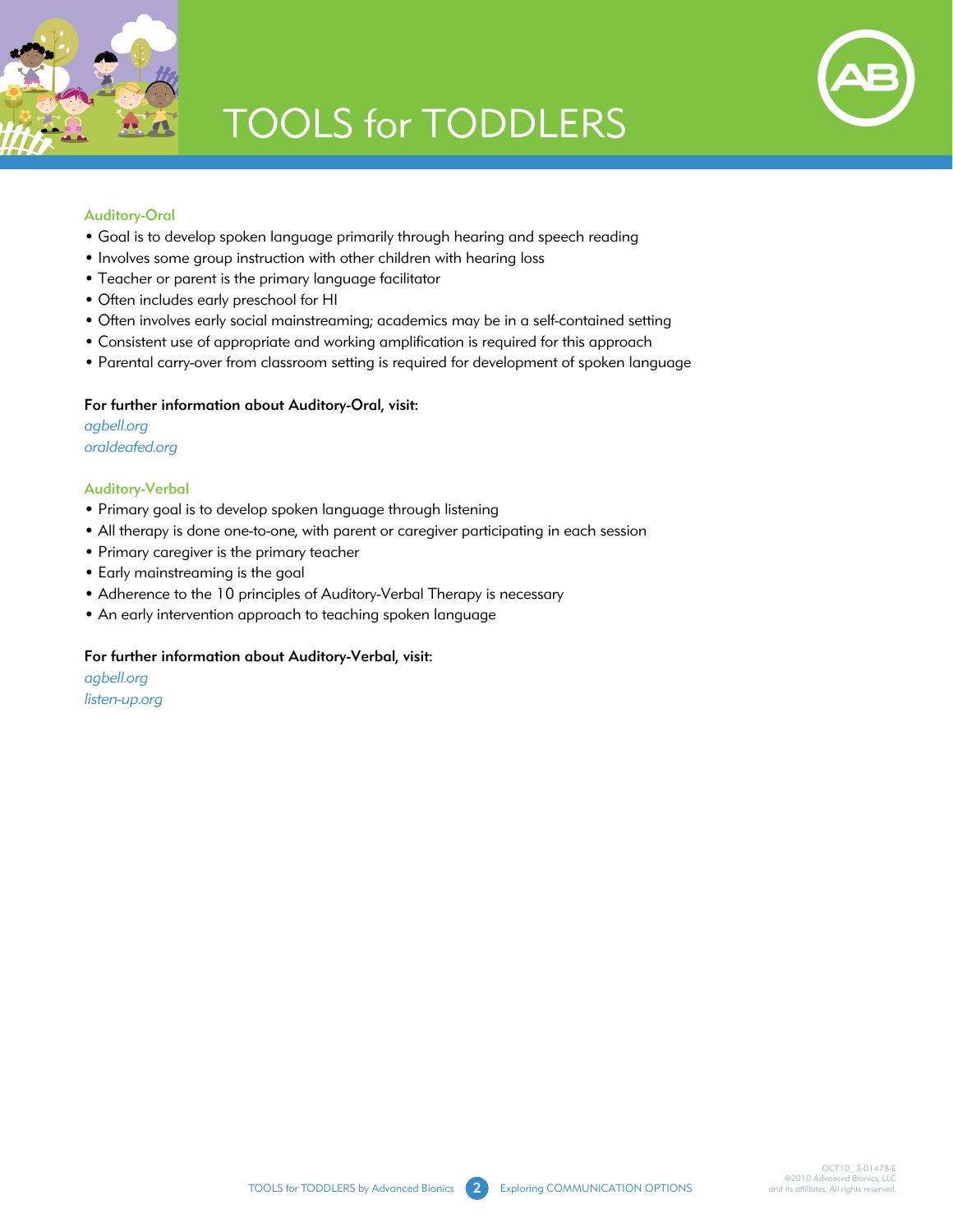# TOOLS for TODDLERS

## Auditory-Oral

- Goal is to develop spoken language primarily through hearing and speech reading
- Involves some group instruction with other children with hearing loss
- Teacher or parent is the primary language facilitator
- Often includes early preschool for HI
- Often involves early social mainstreaming; academics may be in a self-contained setting
- Consistent use of appropriate and working amplification is required for this approach
- Parental carry-over from classroom setting is required for development of spoken language

**For further information about Auditory-Oral, visit:**

*agbell.org*
*oraldeafed.org*

## Auditory-Verbal

- Primary goal is to develop spoken language through listening
- All therapy is done one-to-one, with parent or caregiver participating in each session
- Primary caregiver is the primary teacher
- Early mainstreaming is the goal
- Adherence to the 10 principles of Auditory-Verbal Therapy is necessary
- An early intervention approach to teaching spoken language

**For further information about Auditory-Verbal, visit:**

*agbell.org*
*listen-up.org*

OCT10_3-01478-E
©2010 Advanced Bionics, LLC and its affiliates. All rights reserved.